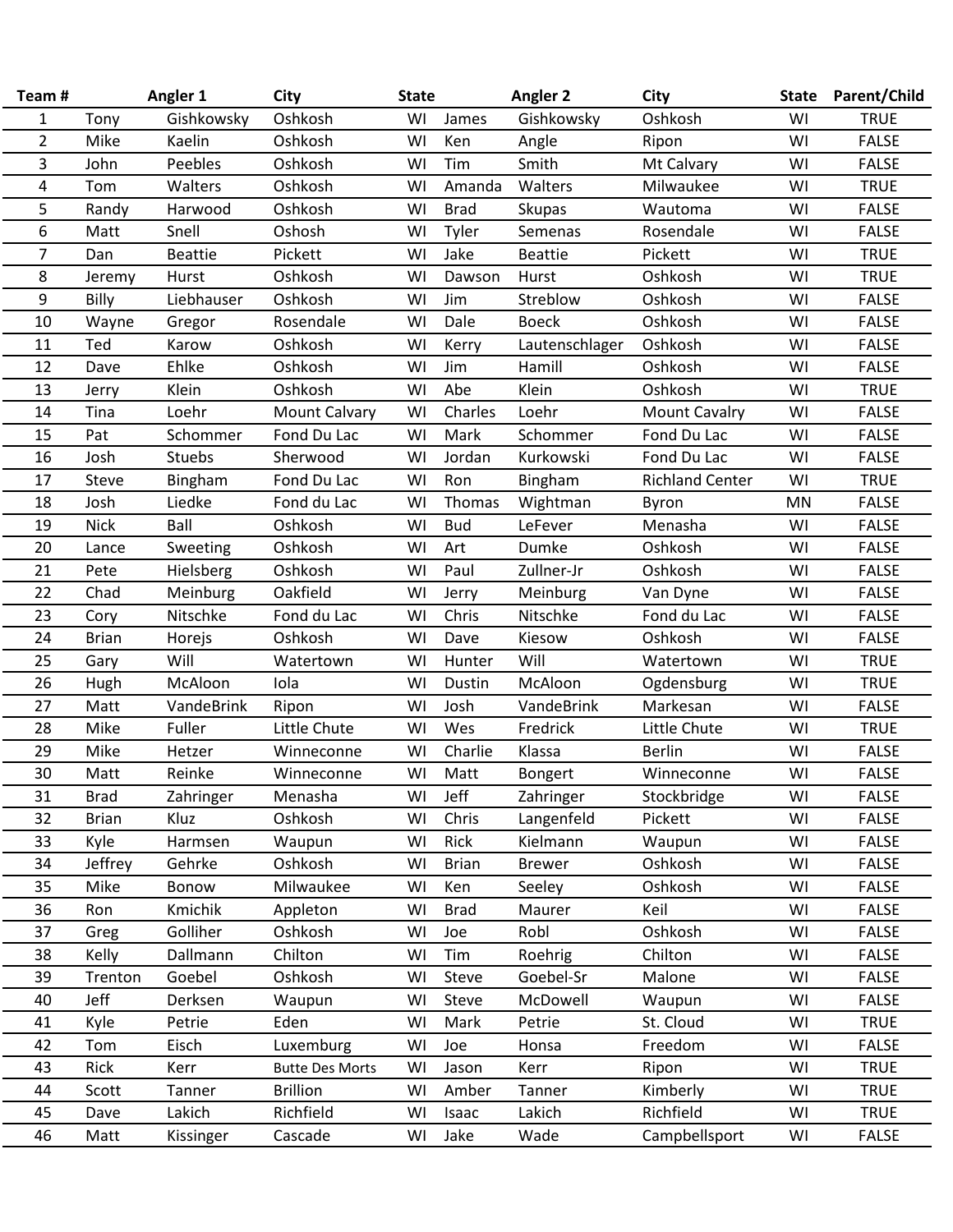| Team # | Angler 1 | | City | State | Angler 2 | | City | State | Parent/Child |
|---|---|---|---|---|---|---|---|---|---|
| 1 | Tony | Gishkowsky | Oshkosh | WI | James | Gishkowsky | Oshkosh | WI | TRUE |
| 2 | Mike | Kaelin | Oshkosh | WI | Ken | Angle | Ripon | WI | FALSE |
| 3 | John | Peebles | Oshkosh | WI | Tim | Smith | Mt Calvary | WI | FALSE |
| 4 | Tom | Walters | Oshkosh | WI | Amanda | Walters | Milwaukee | WI | TRUE |
| 5 | Randy | Harwood | Oshkosh | WI | Brad | Skupas | Wautoma | WI | FALSE |
| 6 | Matt | Snell | Oshosh | WI | Tyler | Semenas | Rosendale | WI | FALSE |
| 7 | Dan | Beattie | Pickett | WI | Jake | Beattie | Pickett | WI | TRUE |
| 8 | Jeremy | Hurst | Oshkosh | WI | Dawson | Hurst | Oshkosh | WI | TRUE |
| 9 | Billy | Liebhauser | Oshkosh | WI | Jim | Streblow | Oshkosh | WI | FALSE |
| 10 | Wayne | Gregor | Rosendale | WI | Dale | Boeck | Oshkosh | WI | FALSE |
| 11 | Ted | Karow | Oshkosh | WI | Kerry | Lautenschlager | Oshkosh | WI | FALSE |
| 12 | Dave | Ehlke | Oshkosh | WI | Jim | Hamill | Oshkosh | WI | FALSE |
| 13 | Jerry | Klein | Oshkosh | WI | Abe | Klein | Oshkosh | WI | TRUE |
| 14 | Tina | Loehr | Mount Calvary | WI | Charles | Loehr | Mount Cavalry | WI | FALSE |
| 15 | Pat | Schommer | Fond Du Lac | WI | Mark | Schommer | Fond Du Lac | WI | FALSE |
| 16 | Josh | Stuebs | Sherwood | WI | Jordan | Kurkowski | Fond Du Lac | WI | FALSE |
| 17 | Steve | Bingham | Fond Du Lac | WI | Ron | Bingham | Richland Center | WI | TRUE |
| 18 | Josh | Liedke | Fond du Lac | WI | Thomas | Wightman | Byron | MN | FALSE |
| 19 | Nick | Ball | Oshkosh | WI | Bud | LeFever | Menasha | WI | FALSE |
| 20 | Lance | Sweeting | Oshkosh | WI | Art | Dumke | Oshkosh | WI | FALSE |
| 21 | Pete | Hielsberg | Oshkosh | WI | Paul | Zullner-Jr | Oshkosh | WI | FALSE |
| 22 | Chad | Meinburg | Oakfield | WI | Jerry | Meinburg | Van Dyne | WI | FALSE |
| 23 | Cory | Nitschke | Fond du Lac | WI | Chris | Nitschke | Fond du Lac | WI | FALSE |
| 24 | Brian | Horejs | Oshkosh | WI | Dave | Kiesow | Oshkosh | WI | FALSE |
| 25 | Gary | Will | Watertown | WI | Hunter | Will | Watertown | WI | TRUE |
| 26 | Hugh | McAloon | Iola | WI | Dustin | McAloon | Ogdensburg | WI | TRUE |
| 27 | Matt | VandeBrink | Ripon | WI | Josh | VandeBrink | Markesan | WI | FALSE |
| 28 | Mike | Fuller | Little Chute | WI | Wes | Fredrick | Little Chute | WI | TRUE |
| 29 | Mike | Hetzer | Winneconne | WI | Charlie | Klassa | Berlin | WI | FALSE |
| 30 | Matt | Reinke | Winneconne | WI | Matt | Bongert | Winneconne | WI | FALSE |
| 31 | Brad | Zahringer | Menasha | WI | Jeff | Zahringer | Stockbridge | WI | FALSE |
| 32 | Brian | Kluz | Oshkosh | WI | Chris | Langenfeld | Pickett | WI | FALSE |
| 33 | Kyle | Harmsen | Waupun | WI | Rick | Kielmann | Waupun | WI | FALSE |
| 34 | Jeffrey | Gehrke | Oshkosh | WI | Brian | Brewer | Oshkosh | WI | FALSE |
| 35 | Mike | Bonow | Milwaukee | WI | Ken | Seeley | Oshkosh | WI | FALSE |
| 36 | Ron | Kmichik | Appleton | WI | Brad | Maurer | Keil | WI | FALSE |
| 37 | Greg | Golliher | Oshkosh | WI | Joe | Robl | Oshkosh | WI | FALSE |
| 38 | Kelly | Dallmann | Chilton | WI | Tim | Roehrig | Chilton | WI | FALSE |
| 39 | Trenton | Goebel | Oshkosh | WI | Steve | Goebel-Sr | Malone | WI | FALSE |
| 40 | Jeff | Derksen | Waupun | WI | Steve | McDowell | Waupun | WI | FALSE |
| 41 | Kyle | Petrie | Eden | WI | Mark | Petrie | St. Cloud | WI | TRUE |
| 42 | Tom | Eisch | Luxemburg | WI | Joe | Honsa | Freedom | WI | FALSE |
| 43 | Rick | Kerr | Butte Des Morts | WI | Jason | Kerr | Ripon | WI | TRUE |
| 44 | Scott | Tanner | Brillion | WI | Amber | Tanner | Kimberly | WI | TRUE |
| 45 | Dave | Lakich | Richfield | WI | Isaac | Lakich | Richfield | WI | TRUE |
| 46 | Matt | Kissinger | Cascade | WI | Jake | Wade | Campbellsport | WI | FALSE |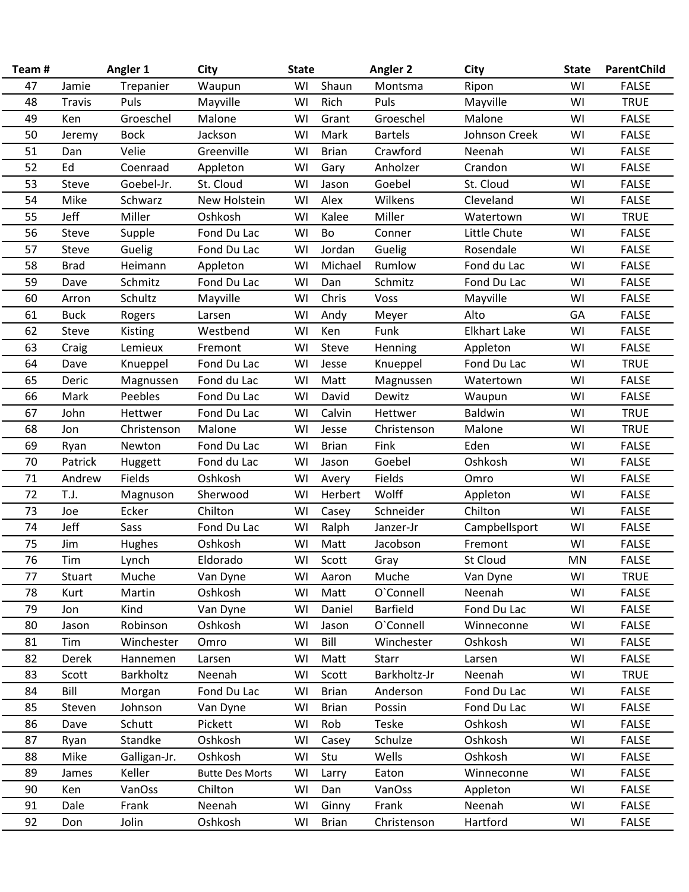| Team # | Angler 1 | | City | State | Angler 2 | | City | State | ParentChild |
|---|---|---|---|---|---|---|---|---|---|
| 47 | Jamie | Trepanier | Waupun | WI | Shaun | Montsma | Ripon | WI | FALSE |
| 48 | Travis | Puls | Mayville | WI | Rich | Puls | Mayville | WI | TRUE |
| 49 | Ken | Groeschel | Malone | WI | Grant | Groeschel | Malone | WI | FALSE |
| 50 | Jeremy | Bock | Jackson | WI | Mark | Bartels | Johnson Creek | WI | FALSE |
| 51 | Dan | Velie | Greenville | WI | Brian | Crawford | Neenah | WI | FALSE |
| 52 | Ed | Coenraad | Appleton | WI | Gary | Anholzer | Crandon | WI | FALSE |
| 53 | Steve | Goebel-Jr. | St. Cloud | WI | Jason | Goebel | St. Cloud | WI | FALSE |
| 54 | Mike | Schwarz | New Holstein | WI | Alex | Wilkens | Cleveland | WI | FALSE |
| 55 | Jeff | Miller | Oshkosh | WI | Kalee | Miller | Watertown | WI | TRUE |
| 56 | Steve | Supple | Fond Du Lac | WI | Bo | Conner | Little Chute | WI | FALSE |
| 57 | Steve | Guelig | Fond Du Lac | WI | Jordan | Guelig | Rosendale | WI | FALSE |
| 58 | Brad | Heimann | Appleton | WI | Michael | Rumlow | Fond du Lac | WI | FALSE |
| 59 | Dave | Schmitz | Fond Du Lac | WI | Dan | Schmitz | Fond Du Lac | WI | FALSE |
| 60 | Arron | Schultz | Mayville | WI | Chris | Voss | Mayville | WI | FALSE |
| 61 | Buck | Rogers | Larsen | WI | Andy | Meyer | Alto | GA | FALSE |
| 62 | Steve | Kisting | Westbend | WI | Ken | Funk | Elkhart Lake | WI | FALSE |
| 63 | Craig | Lemieux | Fremont | WI | Steve | Henning | Appleton | WI | FALSE |
| 64 | Dave | Knueppel | Fond Du Lac | WI | Jesse | Knueppel | Fond Du Lac | WI | TRUE |
| 65 | Deric | Magnussen | Fond du Lac | WI | Matt | Magnussen | Watertown | WI | FALSE |
| 66 | Mark | Peebles | Fond Du Lac | WI | David | Dewitz | Waupun | WI | FALSE |
| 67 | John | Hettwer | Fond Du Lac | WI | Calvin | Hettwer | Baldwin | WI | TRUE |
| 68 | Jon | Christenson | Malone | WI | Jesse | Christenson | Malone | WI | TRUE |
| 69 | Ryan | Newton | Fond Du Lac | WI | Brian | Fink | Eden | WI | FALSE |
| 70 | Patrick | Huggett | Fond du Lac | WI | Jason | Goebel | Oshkosh | WI | FALSE |
| 71 | Andrew | Fields | Oshkosh | WI | Avery | Fields | Omro | WI | FALSE |
| 72 | T.J. | Magnuson | Sherwood | WI | Herbert | Wolff | Appleton | WI | FALSE |
| 73 | Joe | Ecker | Chilton | WI | Casey | Schneider | Chilton | WI | FALSE |
| 74 | Jeff | Sass | Fond Du Lac | WI | Ralph | Janzer-Jr | Campbellsport | WI | FALSE |
| 75 | Jim | Hughes | Oshkosh | WI | Matt | Jacobson | Fremont | WI | FALSE |
| 76 | Tim | Lynch | Eldorado | WI | Scott | Gray | St Cloud | MN | FALSE |
| 77 | Stuart | Muche | Van Dyne | WI | Aaron | Muche | Van Dyne | WI | TRUE |
| 78 | Kurt | Martin | Oshkosh | WI | Matt | O`Connell | Neenah | WI | FALSE |
| 79 | Jon | Kind | Van Dyne | WI | Daniel | Barfield | Fond Du Lac | WI | FALSE |
| 80 | Jason | Robinson | Oshkosh | WI | Jason | O`Connell | Winneconne | WI | FALSE |
| 81 | Tim | Winchester | Omro | WI | Bill | Winchester | Oshkosh | WI | FALSE |
| 82 | Derek | Hannemen | Larsen | WI | Matt | Starr | Larsen | WI | FALSE |
| 83 | Scott | Barkholtz | Neenah | WI | Scott | Barkholtz-Jr | Neenah | WI | TRUE |
| 84 | Bill | Morgan | Fond Du Lac | WI | Brian | Anderson | Fond Du Lac | WI | FALSE |
| 85 | Steven | Johnson | Van Dyne | WI | Brian | Possin | Fond Du Lac | WI | FALSE |
| 86 | Dave | Schutt | Pickett | WI | Rob | Teske | Oshkosh | WI | FALSE |
| 87 | Ryan | Standke | Oshkosh | WI | Casey | Schulze | Oshkosh | WI | FALSE |
| 88 | Mike | Galligan-Jr. | Oshkosh | WI | Stu | Wells | Oshkosh | WI | FALSE |
| 89 | James | Keller | Butte Des Morts | WI | Larry | Eaton | Winneconne | WI | FALSE |
| 90 | Ken | VanOss | Chilton | WI | Dan | VanOss | Appleton | WI | FALSE |
| 91 | Dale | Frank | Neenah | WI | Ginny | Frank | Neenah | WI | FALSE |
| 92 | Don | Jolin | Oshkosh | WI | Brian | Christenson | Hartford | WI | FALSE |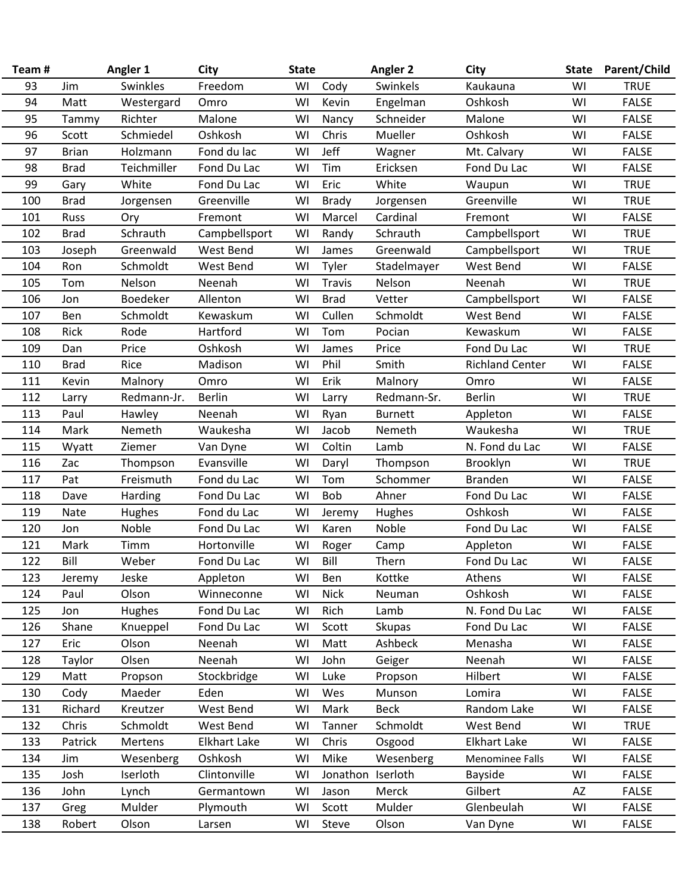| Team # | Angler 1 | | City | State | Angler 2 | | City | State | Parent/Child |
|---|---|---|---|---|---|---|---|---|---|
| 93 | Jim | Swinkles | Freedom | WI | Cody | Swinkels | Kaukauna | WI | TRUE |
| 94 | Matt | Westergard | Omro | WI | Kevin | Engelman | Oshkosh | WI | FALSE |
| 95 | Tammy | Richter | Malone | WI | Nancy | Schneider | Malone | WI | FALSE |
| 96 | Scott | Schmiedel | Oshkosh | WI | Chris | Mueller | Oshkosh | WI | FALSE |
| 97 | Brian | Holzmann | Fond du lac | WI | Jeff | Wagner | Mt. Calvary | WI | FALSE |
| 98 | Brad | Teichmiller | Fond Du Lac | WI | Tim | Ericksen | Fond Du Lac | WI | FALSE |
| 99 | Gary | White | Fond Du Lac | WI | Eric | White | Waupun | WI | TRUE |
| 100 | Brad | Jorgensen | Greenville | WI | Brady | Jorgensen | Greenville | WI | TRUE |
| 101 | Russ | Ory | Fremont | WI | Marcel | Cardinal | Fremont | WI | FALSE |
| 102 | Brad | Schrauth | Campbellsport | WI | Randy | Schrauth | Campbellsport | WI | TRUE |
| 103 | Joseph | Greenwald | West Bend | WI | James | Greenwald | Campbellsport | WI | TRUE |
| 104 | Ron | Schmoldt | West Bend | WI | Tyler | Stadelmayer | West Bend | WI | FALSE |
| 105 | Tom | Nelson | Neenah | WI | Travis | Nelson | Neenah | WI | TRUE |
| 106 | Jon | Boedeker | Allenton | WI | Brad | Vetter | Campbellsport | WI | FALSE |
| 107 | Ben | Schmoldt | Kewaskum | WI | Cullen | Schmoldt | West Bend | WI | FALSE |
| 108 | Rick | Rode | Hartford | WI | Tom | Pocian | Kewaskum | WI | FALSE |
| 109 | Dan | Price | Oshkosh | WI | James | Price | Fond Du Lac | WI | TRUE |
| 110 | Brad | Rice | Madison | WI | Phil | Smith | Richland Center | WI | FALSE |
| 111 | Kevin | Malnory | Omro | WI | Erik | Malnory | Omro | WI | FALSE |
| 112 | Larry | Redmann-Jr. | Berlin | WI | Larry | Redmann-Sr. | Berlin | WI | TRUE |
| 113 | Paul | Hawley | Neenah | WI | Ryan | Burnett | Appleton | WI | FALSE |
| 114 | Mark | Nemeth | Waukesha | WI | Jacob | Nemeth | Waukesha | WI | TRUE |
| 115 | Wyatt | Ziemer | Van Dyne | WI | Coltin | Lamb | N. Fond du Lac | WI | FALSE |
| 116 | Zac | Thompson | Evansville | WI | Daryl | Thompson | Brooklyn | WI | TRUE |
| 117 | Pat | Freismuth | Fond du Lac | WI | Tom | Schommer | Branden | WI | FALSE |
| 118 | Dave | Harding | Fond Du Lac | WI | Bob | Ahner | Fond Du Lac | WI | FALSE |
| 119 | Nate | Hughes | Fond du Lac | WI | Jeremy | Hughes | Oshkosh | WI | FALSE |
| 120 | Jon | Noble | Fond Du Lac | WI | Karen | Noble | Fond Du Lac | WI | FALSE |
| 121 | Mark | Timm | Hortonville | WI | Roger | Camp | Appleton | WI | FALSE |
| 122 | Bill | Weber | Fond Du Lac | WI | Bill | Thern | Fond Du Lac | WI | FALSE |
| 123 | Jeremy | Jeske | Appleton | WI | Ben | Kottke | Athens | WI | FALSE |
| 124 | Paul | Olson | Winneconne | WI | Nick | Neuman | Oshkosh | WI | FALSE |
| 125 | Jon | Hughes | Fond Du Lac | WI | Rich | Lamb | N. Fond Du Lac | WI | FALSE |
| 126 | Shane | Knueppel | Fond Du Lac | WI | Scott | Skupas | Fond Du Lac | WI | FALSE |
| 127 | Eric | Olson | Neenah | WI | Matt | Ashbeck | Menasha | WI | FALSE |
| 128 | Taylor | Olsen | Neenah | WI | John | Geiger | Neenah | WI | FALSE |
| 129 | Matt | Propson | Stockbridge | WI | Luke | Propson | Hilbert | WI | FALSE |
| 130 | Cody | Maeder | Eden | WI | Wes | Munson | Lomira | WI | FALSE |
| 131 | Richard | Kreutzer | West Bend | WI | Mark | Beck | Random Lake | WI | FALSE |
| 132 | Chris | Schmoldt | West Bend | WI | Tanner | Schmoldt | West Bend | WI | TRUE |
| 133 | Patrick | Mertens | Elkhart Lake | WI | Chris | Osgood | Elkhart Lake | WI | FALSE |
| 134 | Jim | Wesenberg | Oshkosh | WI | Mike | Wesenberg | Menominee Falls | WI | FALSE |
| 135 | Josh | Iserloth | Clintonville | WI | Jonathon | Iserloth | Bayside | WI | FALSE |
| 136 | John | Lynch | Germantown | WI | Jason | Merck | Gilbert | AZ | FALSE |
| 137 | Greg | Mulder | Plymouth | WI | Scott | Mulder | Glenbeulah | WI | FALSE |
| 138 | Robert | Olson | Larsen | WI | Steve | Olson | Van Dyne | WI | FALSE |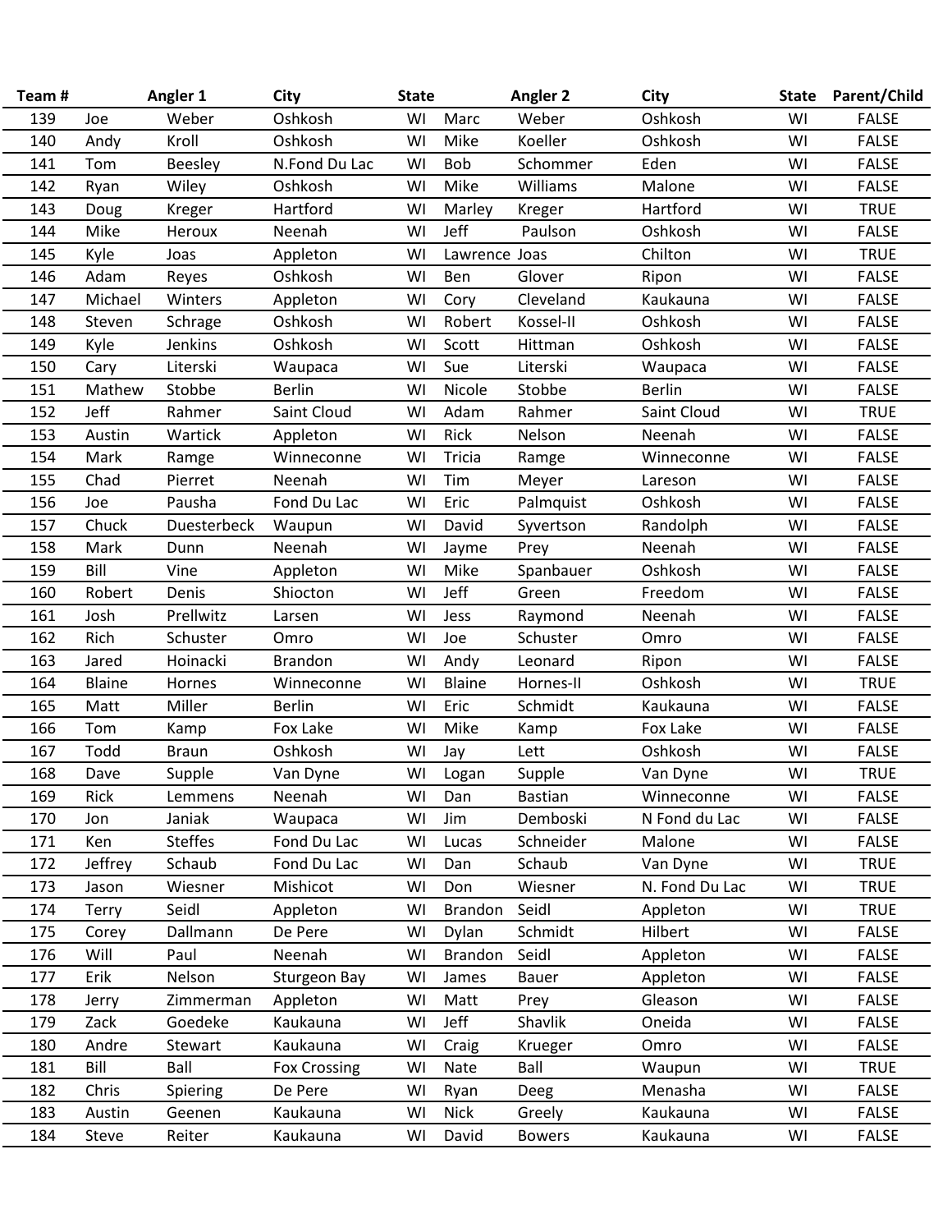| Team # | Angler 1 | | City | State | Angler 2 | | City | State | Parent/Child |
|---|---|---|---|---|---|---|---|---|---|
| 139 | Joe | Weber | Oshkosh | WI | Marc | Weber | Oshkosh | WI | FALSE |
| 140 | Andy | Kroll | Oshkosh | WI | Mike | Koeller | Oshkosh | WI | FALSE |
| 141 | Tom | Beesley | N.Fond Du Lac | WI | Bob | Schommer | Eden | WI | FALSE |
| 142 | Ryan | Wiley | Oshkosh | WI | Mike | Williams | Malone | WI | FALSE |
| 143 | Doug | Kreger | Hartford | WI | Marley | Kreger | Hartford | WI | TRUE |
| 144 | Mike | Heroux | Neenah | WI | Jeff | Paulson | Oshkosh | WI | FALSE |
| 145 | Kyle | Joas | Appleton | WI | Lawrence | Joas | Chilton | WI | TRUE |
| 146 | Adam | Reyes | Oshkosh | WI | Ben | Glover | Ripon | WI | FALSE |
| 147 | Michael | Winters | Appleton | WI | Cory | Cleveland | Kaukauna | WI | FALSE |
| 148 | Steven | Schrage | Oshkosh | WI | Robert | Kossel-II | Oshkosh | WI | FALSE |
| 149 | Kyle | Jenkins | Oshkosh | WI | Scott | Hittman | Oshkosh | WI | FALSE |
| 150 | Cary | Literski | Waupaca | WI | Sue | Literski | Waupaca | WI | FALSE |
| 151 | Mathew | Stobbe | Berlin | WI | Nicole | Stobbe | Berlin | WI | FALSE |
| 152 | Jeff | Rahmer | Saint Cloud | WI | Adam | Rahmer | Saint Cloud | WI | TRUE |
| 153 | Austin | Wartick | Appleton | WI | Rick | Nelson | Neenah | WI | FALSE |
| 154 | Mark | Ramge | Winneconne | WI | Tricia | Ramge | Winneconne | WI | FALSE |
| 155 | Chad | Pierret | Neenah | WI | Tim | Meyer | Lareson | WI | FALSE |
| 156 | Joe | Pausha | Fond Du Lac | WI | Eric | Palmquist | Oshkosh | WI | FALSE |
| 157 | Chuck | Duesterbeck | Waupun | WI | David | Syvertson | Randolph | WI | FALSE |
| 158 | Mark | Dunn | Neenah | WI | Jayme | Prey | Neenah | WI | FALSE |
| 159 | Bill | Vine | Appleton | WI | Mike | Spanbauer | Oshkosh | WI | FALSE |
| 160 | Robert | Denis | Shiocton | WI | Jeff | Green | Freedom | WI | FALSE |
| 161 | Josh | Prellwitz | Larsen | WI | Jess | Raymond | Neenah | WI | FALSE |
| 162 | Rich | Schuster | Omro | WI | Joe | Schuster | Omro | WI | FALSE |
| 163 | Jared | Hoinacki | Brandon | WI | Andy | Leonard | Ripon | WI | FALSE |
| 164 | Blaine | Hornes | Winneconne | WI | Blaine | Hornes-II | Oshkosh | WI | TRUE |
| 165 | Matt | Miller | Berlin | WI | Eric | Schmidt | Kaukauna | WI | FALSE |
| 166 | Tom | Kamp | Fox Lake | WI | Mike | Kamp | Fox Lake | WI | FALSE |
| 167 | Todd | Braun | Oshkosh | WI | Jay | Lett | Oshkosh | WI | FALSE |
| 168 | Dave | Supple | Van Dyne | WI | Logan | Supple | Van Dyne | WI | TRUE |
| 169 | Rick | Lemmens | Neenah | WI | Dan | Bastian | Winneconne | WI | FALSE |
| 170 | Jon | Janiak | Waupaca | WI | Jim | Demboski | N Fond du Lac | WI | FALSE |
| 171 | Ken | Steffes | Fond Du Lac | WI | Lucas | Schneider | Malone | WI | FALSE |
| 172 | Jeffrey | Schaub | Fond Du Lac | WI | Dan | Schaub | Van Dyne | WI | TRUE |
| 173 | Jason | Wiesner | Mishicot | WI | Don | Wiesner | N. Fond Du Lac | WI | TRUE |
| 174 | Terry | Seidl | Appleton | WI | Brandon | Seidl | Appleton | WI | TRUE |
| 175 | Corey | Dallmann | De Pere | WI | Dylan | Schmidt | Hilbert | WI | FALSE |
| 176 | Will | Paul | Neenah | WI | Brandon | Seidl | Appleton | WI | FALSE |
| 177 | Erik | Nelson | Sturgeon Bay | WI | James | Bauer | Appleton | WI | FALSE |
| 178 | Jerry | Zimmerman | Appleton | WI | Matt | Prey | Gleason | WI | FALSE |
| 179 | Zack | Goedeke | Kaukauna | WI | Jeff | Shavlik | Oneida | WI | FALSE |
| 180 | Andre | Stewart | Kaukauna | WI | Craig | Krueger | Omro | WI | FALSE |
| 181 | Bill | Ball | Fox Crossing | WI | Nate | Ball | Waupun | WI | TRUE |
| 182 | Chris | Spiering | De Pere | WI | Ryan | Deeg | Menasha | WI | FALSE |
| 183 | Austin | Geenen | Kaukauna | WI | Nick | Greely | Kaukauna | WI | FALSE |
| 184 | Steve | Reiter | Kaukauna | WI | David | Bowers | Kaukauna | WI | FALSE |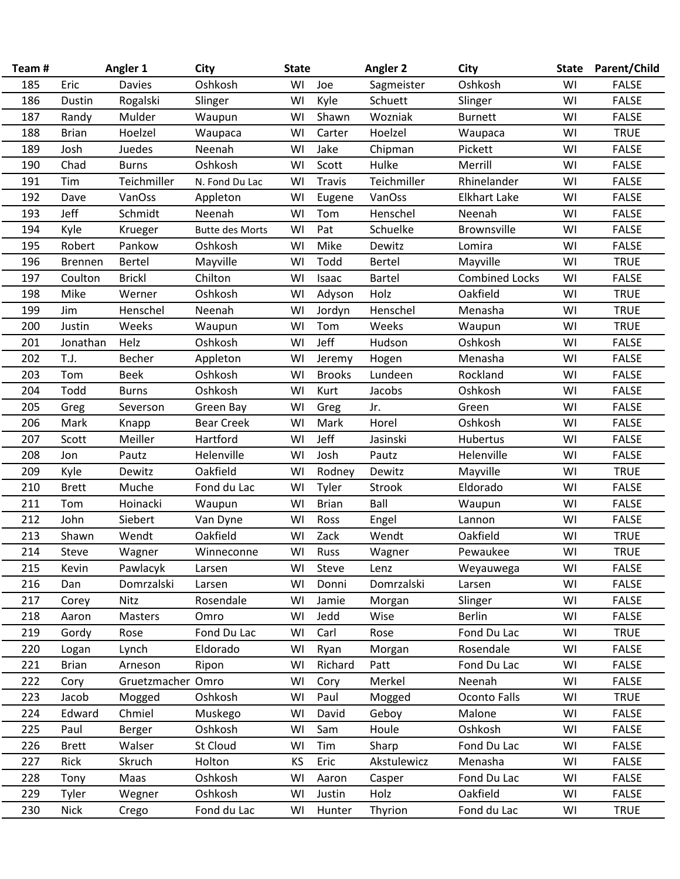| Team # | Angler 1 | | City | State | Angler 2 | | City | State | Parent/Child |
|---|---|---|---|---|---|---|---|---|---|
| 185 | Eric | Davies | Oshkosh | WI | Joe | Sagmeister | Oshkosh | WI | FALSE |
| 186 | Dustin | Rogalski | Slinger | WI | Kyle | Schuett | Slinger | WI | FALSE |
| 187 | Randy | Mulder | Waupun | WI | Shawn | Wozniak | Burnett | WI | FALSE |
| 188 | Brian | Hoelzel | Waupaca | WI | Carter | Hoelzel | Waupaca | WI | TRUE |
| 189 | Josh | Juedes | Neenah | WI | Jake | Chipman | Pickett | WI | FALSE |
| 190 | Chad | Burns | Oshkosh | WI | Scott | Hulke | Merrill | WI | FALSE |
| 191 | Tim | Teichmiller | N. Fond Du Lac | WI | Travis | Teichmiller | Rhinelander | WI | FALSE |
| 192 | Dave | VanOss | Appleton | WI | Eugene | VanOss | Elkhart Lake | WI | FALSE |
| 193 | Jeff | Schmidt | Neenah | WI | Tom | Henschel | Neenah | WI | FALSE |
| 194 | Kyle | Krueger | Butte des Morts | WI | Pat | Schuelke | Brownsville | WI | FALSE |
| 195 | Robert | Pankow | Oshkosh | WI | Mike | Dewitz | Lomira | WI | FALSE |
| 196 | Brennen | Bertel | Mayville | WI | Todd | Bertel | Mayville | WI | TRUE |
| 197 | Coulton | Brickl | Chilton | WI | Isaac | Bartel | Combined Locks | WI | FALSE |
| 198 | Mike | Werner | Oshkosh | WI | Adyson | Holz | Oakfield | WI | TRUE |
| 199 | Jim | Henschel | Neenah | WI | Jordyn | Henschel | Menasha | WI | TRUE |
| 200 | Justin | Weeks | Waupun | WI | Tom | Weeks | Waupun | WI | TRUE |
| 201 | Jonathan | Helz | Oshkosh | WI | Jeff | Hudson | Oshkosh | WI | FALSE |
| 202 | T.J. | Becher | Appleton | WI | Jeremy | Hogen | Menasha | WI | FALSE |
| 203 | Tom | Beek | Oshkosh | WI | Brooks | Lundeen | Rockland | WI | FALSE |
| 204 | Todd | Burns | Oshkosh | WI | Kurt | Jacobs | Oshkosh | WI | FALSE |
| 205 | Greg | Severson | Green Bay | WI | Greg | Jr. | Green | WI | FALSE |
| 206 | Mark | Knapp | Bear Creek | WI | Mark | Horel | Oshkosh | WI | FALSE |
| 207 | Scott | Meiller | Hartford | WI | Jeff | Jasinski | Hubertus | WI | FALSE |
| 208 | Jon | Pautz | Helenville | WI | Josh | Pautz | Helenville | WI | FALSE |
| 209 | Kyle | Dewitz | Oakfield | WI | Rodney | Dewitz | Mayville | WI | TRUE |
| 210 | Brett | Muche | Fond du Lac | WI | Tyler | Strook | Eldorado | WI | FALSE |
| 211 | Tom | Hoinacki | Waupun | WI | Brian | Ball | Waupun | WI | FALSE |
| 212 | John | Siebert | Van Dyne | WI | Ross | Engel | Lannon | WI | FALSE |
| 213 | Shawn | Wendt | Oakfield | WI | Zack | Wendt | Oakfield | WI | TRUE |
| 214 | Steve | Wagner | Winneconne | WI | Russ | Wagner | Pewaukee | WI | TRUE |
| 215 | Kevin | Pawlacyk | Larsen | WI | Steve | Lenz | Weyauwega | WI | FALSE |
| 216 | Dan | Domrzalski | Larsen | WI | Donni | Domrzalski | Larsen | WI | FALSE |
| 217 | Corey | Nitz | Rosendale | WI | Jamie | Morgan | Slinger | WI | FALSE |
| 218 | Aaron | Masters | Omro | WI | Jedd | Wise | Berlin | WI | FALSE |
| 219 | Gordy | Rose | Fond Du Lac | WI | Carl | Rose | Fond Du Lac | WI | TRUE |
| 220 | Logan | Lynch | Eldorado | WI | Ryan | Morgan | Rosendale | WI | FALSE |
| 221 | Brian | Arneson | Ripon | WI | Richard | Patt | Fond Du Lac | WI | FALSE |
| 222 | Cory | Gruetzmacher | Omro | WI | Cory | Merkel | Neenah | WI | FALSE |
| 223 | Jacob | Mogged | Oshkosh | WI | Paul | Mogged | Oconto Falls | WI | TRUE |
| 224 | Edward | Chmiel | Muskego | WI | David | Geboy | Malone | WI | FALSE |
| 225 | Paul | Berger | Oshkosh | WI | Sam | Houle | Oshkosh | WI | FALSE |
| 226 | Brett | Walser | St Cloud | WI | Tim | Sharp | Fond Du Lac | WI | FALSE |
| 227 | Rick | Skruch | Holton | KS | Eric | Akstulewicz | Menasha | WI | FALSE |
| 228 | Tony | Maas | Oshkosh | WI | Aaron | Casper | Fond Du Lac | WI | FALSE |
| 229 | Tyler | Wegner | Oshkosh | WI | Justin | Holz | Oakfield | WI | FALSE |
| 230 | Nick | Crego | Fond du Lac | WI | Hunter | Thyrion | Fond du Lac | WI | TRUE |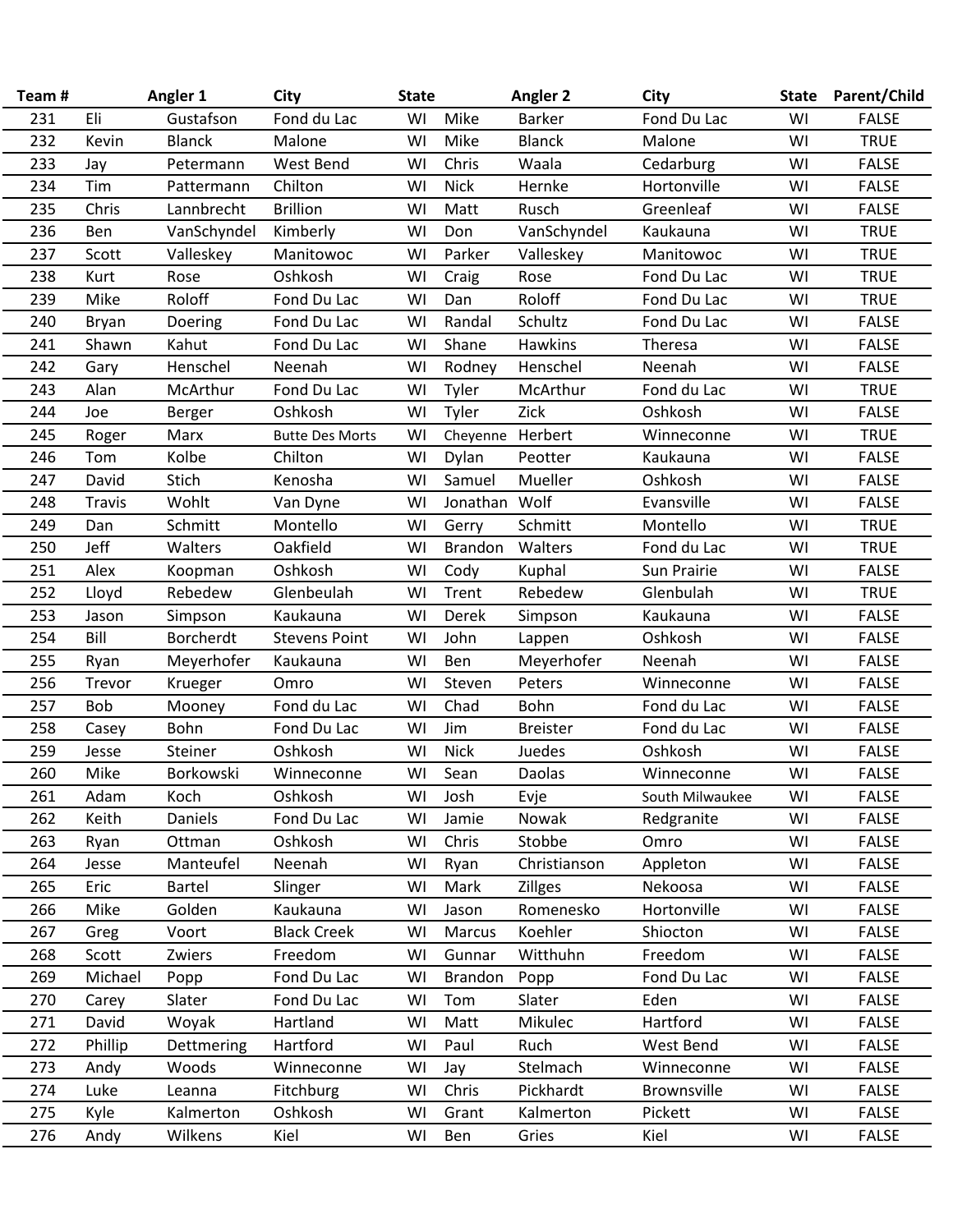| Team # | Angler 1 | | City | State | Angler 2 | | City | State | Parent/Child |
|---|---|---|---|---|---|---|---|---|---|
| 231 | Eli | Gustafson | Fond du Lac | WI | Mike | Barker | Fond Du Lac | WI | FALSE |
| 232 | Kevin | Blanck | Malone | WI | Mike | Blanck | Malone | WI | TRUE |
| 233 | Jay | Petermann | West Bend | WI | Chris | Waala | Cedarburg | WI | FALSE |
| 234 | Tim | Pattermann | Chilton | WI | Nick | Hernke | Hortonville | WI | FALSE |
| 235 | Chris | Lannbrecht | Brillion | WI | Matt | Rusch | Greenleaf | WI | FALSE |
| 236 | Ben | VanSchyndel | Kimberly | WI | Don | VanSchyndel | Kaukauna | WI | TRUE |
| 237 | Scott | Valleskey | Manitowoc | WI | Parker | Valleskey | Manitowoc | WI | TRUE |
| 238 | Kurt | Rose | Oshkosh | WI | Craig | Rose | Fond Du Lac | WI | TRUE |
| 239 | Mike | Roloff | Fond Du Lac | WI | Dan | Roloff | Fond Du Lac | WI | TRUE |
| 240 | Bryan | Doering | Fond Du Lac | WI | Randal | Schultz | Fond Du Lac | WI | FALSE |
| 241 | Shawn | Kahut | Fond Du Lac | WI | Shane | Hawkins | Theresa | WI | FALSE |
| 242 | Gary | Henschel | Neenah | WI | Rodney | Henschel | Neenah | WI | FALSE |
| 243 | Alan | McArthur | Fond Du Lac | WI | Tyler | McArthur | Fond du Lac | WI | TRUE |
| 244 | Joe | Berger | Oshkosh | WI | Tyler | Zick | Oshkosh | WI | FALSE |
| 245 | Roger | Marx | Butte Des Morts | WI | Cheyenne | Herbert | Winneconne | WI | TRUE |
| 246 | Tom | Kolbe | Chilton | WI | Dylan | Peotter | Kaukauna | WI | FALSE |
| 247 | David | Stich | Kenosha | WI | Samuel | Mueller | Oshkosh | WI | FALSE |
| 248 | Travis | Wohlt | Van Dyne | WI | Jonathan | Wolf | Evansville | WI | FALSE |
| 249 | Dan | Schmitt | Montello | WI | Gerry | Schmitt | Montello | WI | TRUE |
| 250 | Jeff | Walters | Oakfield | WI | Brandon | Walters | Fond du Lac | WI | TRUE |
| 251 | Alex | Koopman | Oshkosh | WI | Cody | Kuphal | Sun Prairie | WI | FALSE |
| 252 | Lloyd | Rebedew | Glenbeulah | WI | Trent | Rebedew | Glenbulah | WI | TRUE |
| 253 | Jason | Simpson | Kaukauna | WI | Derek | Simpson | Kaukauna | WI | FALSE |
| 254 | Bill | Borcherdt | Stevens Point | WI | John | Lappen | Oshkosh | WI | FALSE |
| 255 | Ryan | Meyerhofer | Kaukauna | WI | Ben | Meyerhofer | Neenah | WI | FALSE |
| 256 | Trevor | Krueger | Omro | WI | Steven | Peters | Winneconne | WI | FALSE |
| 257 | Bob | Mooney | Fond du Lac | WI | Chad | Bohn | Fond du Lac | WI | FALSE |
| 258 | Casey | Bohn | Fond Du Lac | WI | Jim | Breister | Fond du Lac | WI | FALSE |
| 259 | Jesse | Steiner | Oshkosh | WI | Nick | Juedes | Oshkosh | WI | FALSE |
| 260 | Mike | Borkowski | Winneconne | WI | Sean | Daolas | Winneconne | WI | FALSE |
| 261 | Adam | Koch | Oshkosh | WI | Josh | Evje | South Milwaukee | WI | FALSE |
| 262 | Keith | Daniels | Fond Du Lac | WI | Jamie | Nowak | Redgranite | WI | FALSE |
| 263 | Ryan | Ottman | Oshkosh | WI | Chris | Stobbe | Omro | WI | FALSE |
| 264 | Jesse | Manteufel | Neenah | WI | Ryan | Christianson | Appleton | WI | FALSE |
| 265 | Eric | Bartel | Slinger | WI | Mark | Zillges | Nekoosa | WI | FALSE |
| 266 | Mike | Golden | Kaukauna | WI | Jason | Romenesko | Hortonville | WI | FALSE |
| 267 | Greg | Voort | Black Creek | WI | Marcus | Koehler | Shiocton | WI | FALSE |
| 268 | Scott | Zwiers | Freedom | WI | Gunnar | Witthuhn | Freedom | WI | FALSE |
| 269 | Michael | Popp | Fond Du Lac | WI | Brandon | Popp | Fond Du Lac | WI | FALSE |
| 270 | Carey | Slater | Fond Du Lac | WI | Tom | Slater | Eden | WI | FALSE |
| 271 | David | Woyak | Hartland | WI | Matt | Mikulec | Hartford | WI | FALSE |
| 272 | Phillip | Dettmering | Hartford | WI | Paul | Ruch | West Bend | WI | FALSE |
| 273 | Andy | Woods | Winneconne | WI | Jay | Stelmach | Winneconne | WI | FALSE |
| 274 | Luke | Leanna | Fitchburg | WI | Chris | Pickhardt | Brownsville | WI | FALSE |
| 275 | Kyle | Kalmerton | Oshkosh | WI | Grant | Kalmerton | Pickett | WI | FALSE |
| 276 | Andy | Wilkens | Kiel | WI | Ben | Gries | Kiel | WI | FALSE |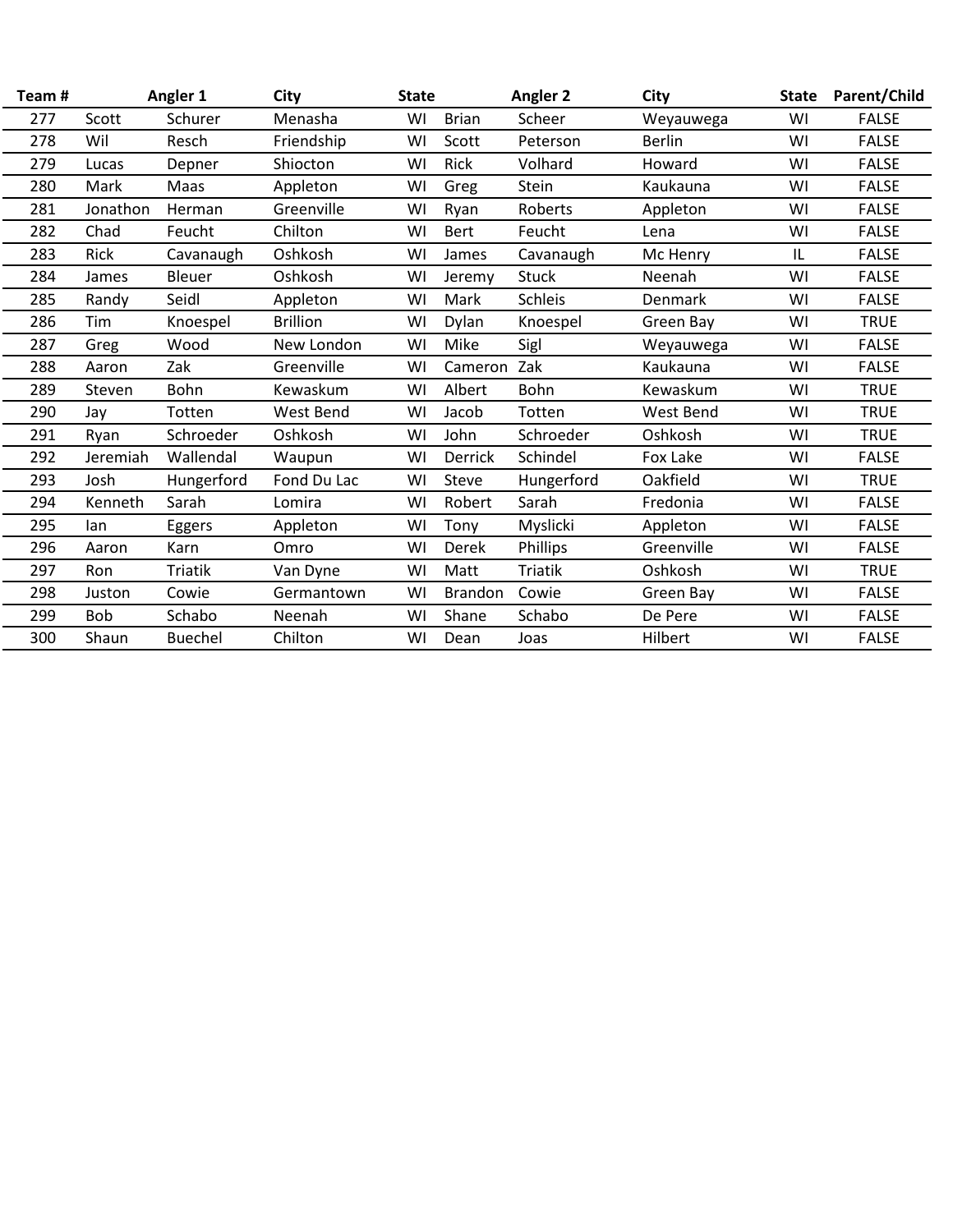| Team # | Angler 1 | | City | State | Angler 2 | | City | State | Parent/Child |
|---|---|---|---|---|---|---|---|---|---|
| 277 | Scott | Schurer | Menasha | WI | Brian | Scheer | Weyauwega | WI | FALSE |
| 278 | Wil | Resch | Friendship | WI | Scott | Peterson | Berlin | WI | FALSE |
| 279 | Lucas | Depner | Shiocton | WI | Rick | Volhard | Howard | WI | FALSE |
| 280 | Mark | Maas | Appleton | WI | Greg | Stein | Kaukauna | WI | FALSE |
| 281 | Jonathon | Herman | Greenville | WI | Ryan | Roberts | Appleton | WI | FALSE |
| 282 | Chad | Feucht | Chilton | WI | Bert | Feucht | Lena | WI | FALSE |
| 283 | Rick | Cavanaugh | Oshkosh | WI | James | Cavanaugh | Mc Henry | IL | FALSE |
| 284 | James | Bleuer | Oshkosh | WI | Jeremy | Stuck | Neenah | WI | FALSE |
| 285 | Randy | Seidl | Appleton | WI | Mark | Schleis | Denmark | WI | FALSE |
| 286 | Tim | Knoespel | Brillion | WI | Dylan | Knoespel | Green Bay | WI | TRUE |
| 287 | Greg | Wood | New London | WI | Mike | Sigl | Weyauwega | WI | FALSE |
| 288 | Aaron | Zak | Greenville | WI | Cameron | Zak | Kaukauna | WI | FALSE |
| 289 | Steven | Bohn | Kewaskum | WI | Albert | Bohn | Kewaskum | WI | TRUE |
| 290 | Jay | Totten | West Bend | WI | Jacob | Totten | West Bend | WI | TRUE |
| 291 | Ryan | Schroeder | Oshkosh | WI | John | Schroeder | Oshkosh | WI | TRUE |
| 292 | Jeremiah | Wallendal | Waupun | WI | Derrick | Schindel | Fox Lake | WI | FALSE |
| 293 | Josh | Hungerford | Fond Du Lac | WI | Steve | Hungerford | Oakfield | WI | TRUE |
| 294 | Kenneth | Sarah | Lomira | WI | Robert | Sarah | Fredonia | WI | FALSE |
| 295 | Ian | Eggers | Appleton | WI | Tony | Myslicki | Appleton | WI | FALSE |
| 296 | Aaron | Karn | Omro | WI | Derek | Phillips | Greenville | WI | FALSE |
| 297 | Ron | Triatik | Van Dyne | WI | Matt | Triatik | Oshkosh | WI | TRUE |
| 298 | Juston | Cowie | Germantown | WI | Brandon | Cowie | Green Bay | WI | FALSE |
| 299 | Bob | Schabo | Neenah | WI | Shane | Schabo | De Pere | WI | FALSE |
| 300 | Shaun | Buechel | Chilton | WI | Dean | Joas | Hilbert | WI | FALSE |